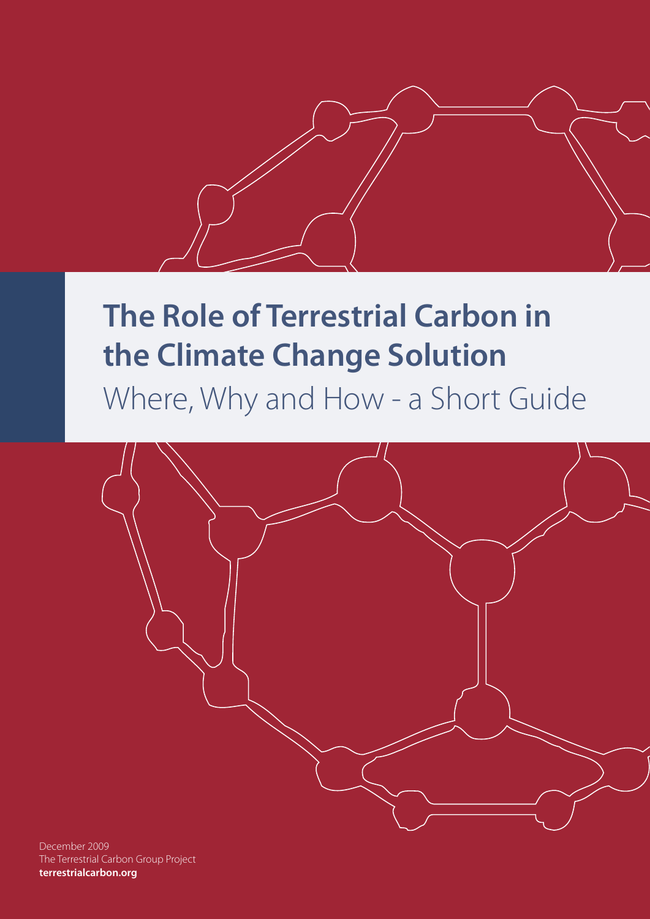# The Role of Terrestrial Carbon in the Climate Change Solution

## Where, Why and How - a Short Guide

December 2009
The Terrestrial Carbon Group Project
**terrestrialcarbon.org**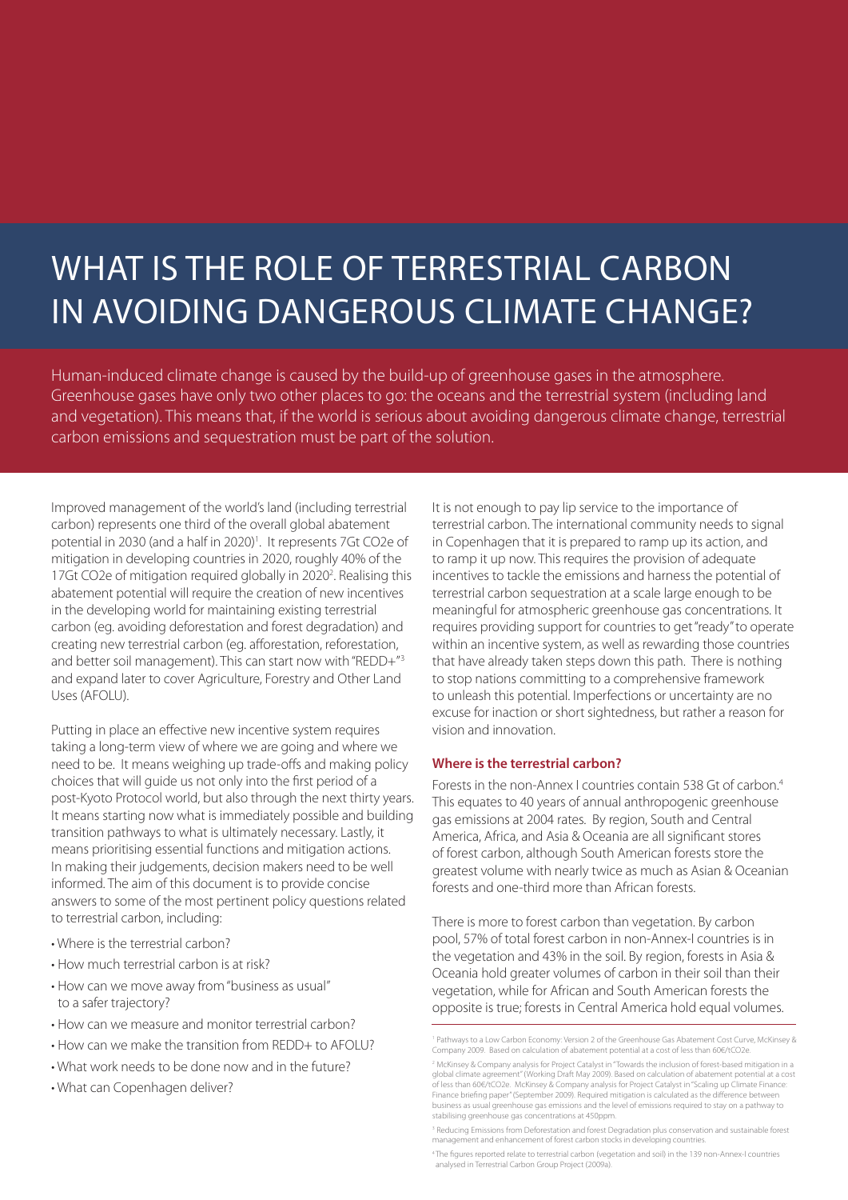# WHAT IS THE ROLE OF TERRESTRIAL CARBON IN AVOIDING DANGEROUS CLIMATE CHANGE?

Human-induced climate change is caused by the build-up of greenhouse gases in the atmosphere. Greenhouse gases have only two other places to go: the oceans and the terrestrial system (including land and vegetation). This means that, if the world is serious about avoiding dangerous climate change, terrestrial carbon emissions and sequestration must be part of the solution.

Improved management of the world's land (including terrestrial carbon) represents one third of the overall global abatement potential in 2030 (and a half in 2020)[1]. It represents 7Gt CO2e of mitigation in developing countries in 2020, roughly 40% of the 17Gt CO2e of mitigation required globally in 2020[2]. Realising this abatement potential will require the creation of new incentives in the developing world for maintaining existing terrestrial carbon (eg. avoiding deforestation and forest degradation) and creating new terrestrial carbon (eg. afforestation, reforestation, and better soil management). This can start now with "REDD+"[3] and expand later to cover Agriculture, Forestry and Other Land Uses (AFOLU).

Putting in place an effective new incentive system requires taking a long-term view of where we are going and where we need to be. It means weighing up trade-offs and making policy choices that will guide us not only into the first period of a post-Kyoto Protocol world, but also through the next thirty years. It means starting now what is immediately possible and building transition pathways to what is ultimately necessary. Lastly, it means prioritising essential functions and mitigation actions. In making their judgements, decision makers need to be well informed. The aim of this document is to provide concise answers to some of the most pertinent policy questions related to terrestrial carbon, including:

- Where is the terrestrial carbon?
- How much terrestrial carbon is at risk?
- How can we move away from "business as usual" to a safer trajectory?
- How can we measure and monitor terrestrial carbon?
- How can we make the transition from REDD+ to AFOLU?
- What work needs to be done now and in the future?
- What can Copenhagen deliver?

It is not enough to pay lip service to the importance of terrestrial carbon. The international community needs to signal in Copenhagen that it is prepared to ramp up its action, and to ramp it up now. This requires the provision of adequate incentives to tackle the emissions and harness the potential of terrestrial carbon sequestration at a scale large enough to be meaningful for atmospheric greenhouse gas concentrations. It requires providing support for countries to get "ready" to operate within an incentive system, as well as rewarding those countries that have already taken steps down this path. There is nothing to stop nations committing to a comprehensive framework to unleash this potential. Imperfections or uncertainty are no excuse for inaction or short sightedness, but rather a reason for vision and innovation.

### Where is the terrestrial carbon?

Forests in the non-Annex I countries contain 538 Gt of carbon.[4] This equates to 40 years of annual anthropogenic greenhouse gas emissions at 2004 rates. By region, South and Central America, Africa, and Asia & Oceania are all significant stores of forest carbon, although South American forests store the greatest volume with nearly twice as much as Asian & Oceanian forests and one-third more than African forests.

There is more to forest carbon than vegetation. By carbon pool, 57% of total forest carbon in non-Annex-I countries is in the vegetation and 43% in the soil. By region, forests in Asia & Oceania hold greater volumes of carbon in their soil than their vegetation, while for African and South American forests the opposite is true; forests in Central America hold equal volumes.

[1] Pathways to a Low Carbon Economy: Version 2 of the Greenhouse Gas Abatement Cost Curve, McKinsey & Company 2009. Based on calculation of abatement potential at a cost of less than 60€/tCO2e.

[2] McKinsey & Company analysis for Project Catalyst in "Towards the inclusion of forest-based mitigation in a global climate agreement" (Working Draft May 2009). Based on calculation of abatement potential at a cost of less than 60€/tCO2e. McKinsey & Company analysis for Project Catalyst in "Scaling up Climate Finance: Finance briefing paper" (September 2009). Required mitigation is calculated as the difference between business as usual greenhouse gas emissions and the level of emissions required to stay on a pathway to stabilising greenhouse gas concentrations at 450ppm.

[3] Reducing Emissions from Deforestation and forest Degradation plus conservation and sustainable forest management and enhancement of forest carbon stocks in developing countries.

[4] The figures reported relate to terrestrial carbon (vegetation and soil) in the 139 non-Annex-I countries analysed in Terrestrial Carbon Group Project (2009a).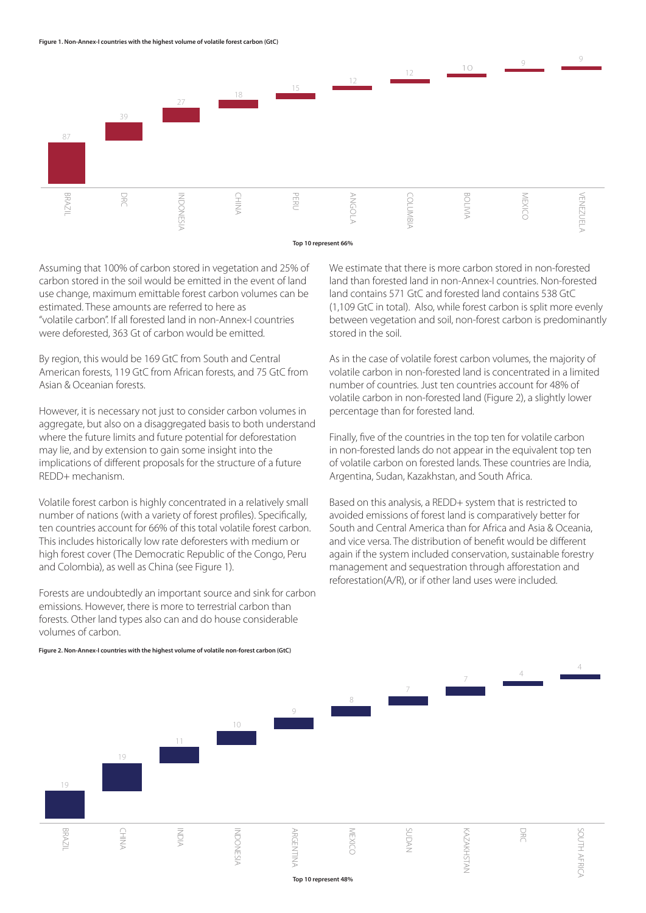**Figure 1. Non-Annex-I countries with the highest volume of volatile forest carbon (GtC)**

| Country | GtC |
|---|---|
| BRAZIL | 87 |
| DRC | 39 |
| INDONESIA | 27 |
| CHINA | 18 |
| PERU | 15 |
| ANGOLA | 12 |
| COLUMBIA | 12 |
| BOLIVIA | 10 |
| MEXICO | 9 |
| VENEZUELA | 9 |

**Top 10 represent 66%**

Assuming that 100% of carbon stored in vegetation and 25% of carbon stored in the soil would be emitted in the event of land use change, maximum emittable forest carbon volumes can be estimated. These amounts are referred to here as "volatile carbon". If all forested land in non-Annex-I countries were deforested, 363 Gt of carbon would be emitted.

By region, this would be 169 GtC from South and Central American forests, 119 GtC from African forests, and 75 GtC from Asian & Oceanian forests.

However, it is necessary not just to consider carbon volumes in aggregate, but also on a disaggregated basis to both understand where the future limits and future potential for deforestation may lie, and by extension to gain some insight into the implications of different proposals for the structure of a future REDD+ mechanism.

Volatile forest carbon is highly concentrated in a relatively small number of nations (with a variety of forest profiles). Specifically, ten countries account for 66% of this total volatile forest carbon. This includes historically low rate deforesters with medium or high forest cover (The Democratic Republic of the Congo, Peru and Colombia), as well as China (see Figure 1).

Forests are undoubtedly an important source and sink for carbon emissions. However, there is more to terrestrial carbon than forests. Other land types also can and do house considerable volumes of carbon.

We estimate that there is more carbon stored in non-forested land than forested land in non-Annex-I countries. Non-forested land contains 571 GtC and forested land contains 538 GtC (1,109 GtC in total). Also, while forest carbon is split more evenly between vegetation and soil, non-forest carbon is predominantly stored in the soil.

As in the case of volatile forest carbon volumes, the majority of volatile carbon in non-forested land is concentrated in a limited number of countries. Just ten countries account for 48% of volatile carbon in non-forested land (Figure 2), a slightly lower percentage than for forested land.

Finally, five of the countries in the top ten for volatile carbon in non-forested lands do not appear in the equivalent top ten of volatile carbon on forested lands. These countries are India, Argentina, Sudan, Kazakhstan, and South Africa.

Based on this analysis, a REDD+ system that is restricted to avoided emissions of forest land is comparatively better for South and Central America than for Africa and Asia & Oceania, and vice versa. The distribution of benefit would be different again if the system included conservation, sustainable forestry management and sequestration through afforestation and reforestation(A/R), or if other land uses were included.

**Figure 2. Non-Annex-I countries with the highest volume of volatile non-forest carbon (GtC)**

| Country | GtC |
|---|---|
| BRAZIL | 19 |
| CHINA | 19 |
| INDIA | 11 |
| INDONESIA | 10 |
| ARGENTINA | 9 |
| MEXICO | 8 |
| SUDAN | 7 |
| KAZAKHSTAN | 7 |
| DRC | 4 |
| SOUTH AFRICA | 4 |

**Top 10 represent 48%**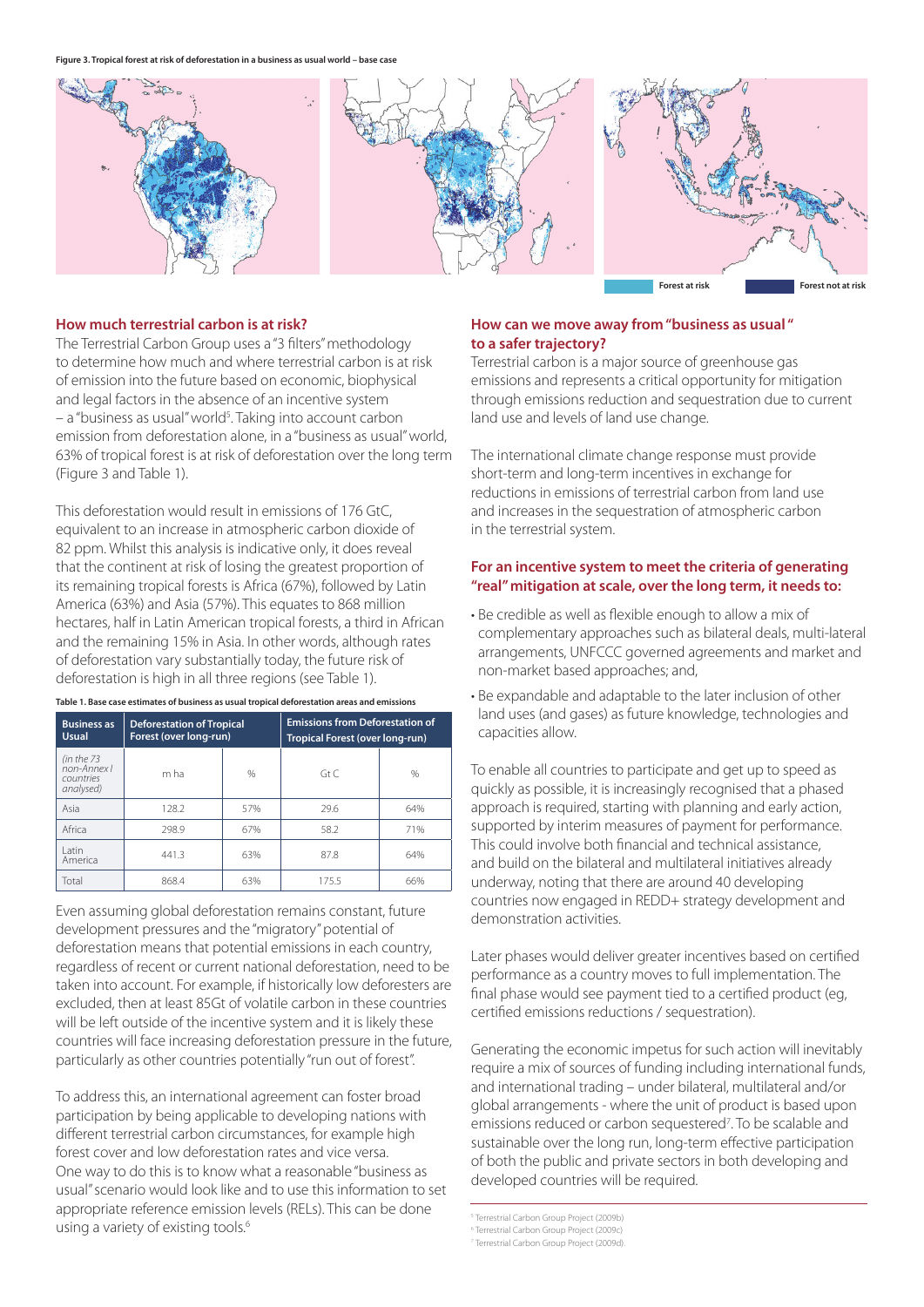Figure 3. Tropical forest at risk of deforestation in a business as usual world – base case

Forest at risk | Forest not at risk

## How much terrestrial carbon is at risk?

The Terrestrial Carbon Group uses a "3 filters" methodology to determine how much and where terrestrial carbon is at risk of emission into the future based on economic, biophysical and legal factors in the absence of an incentive system – a "business as usual" world[5]. Taking into account carbon emission from deforestation alone, in a "business as usual" world, 63% of tropical forest is at risk of deforestation over the long term (Figure 3 and Table 1).

This deforestation would result in emissions of 176 GtC, equivalent to an increase in atmospheric carbon dioxide of 82 ppm. Whilst this analysis is indicative only, it does reveal that the continent at risk of losing the greatest proportion of its remaining tropical forests is Africa (67%), followed by Latin America (63%) and Asia (57%). This equates to 868 million hectares, half in Latin American tropical forests, a third in African and the remaining 15% in Asia. In other words, although rates of deforestation vary substantially today, the future risk of deforestation is high in all three regions (see Table 1).

Table 1. Base case estimates of business as usual tropical deforestation areas and emissions

| Business as Usual | Deforestation of Tropical Forest (over long-run) | | Emissions from Deforestation of Tropical Forest (over long-run) | |
|---|---|---|---|---|
| *(in the 73 non-Annex I countries analysed)* | m ha | % | Gt C | % |
| Asia | 128.2 | 57% | 29.6 | 64% |
| Africa | 298.9 | 67% | 58.2 | 71% |
| Latin America | 441.3 | 63% | 87.8 | 64% |
| Total | 868.4 | 63% | 175.5 | 66% |

Even assuming global deforestation remains constant, future development pressures and the "migratory" potential of deforestation means that potential emissions in each country, regardless of recent or current national deforestation, need to be taken into account. For example, if historically low deforesters are excluded, then at least 85Gt of volatile carbon in these countries will be left outside of the incentive system and it is likely these countries will face increasing deforestation pressure in the future, particularly as other countries potentially "run out of forest".

To address this, an international agreement can foster broad participation by being applicable to developing nations with different terrestrial carbon circumstances, for example high forest cover and low deforestation rates and vice versa. One way to do this is to know what a reasonable "business as usual" scenario would look like and to use this information to set appropriate reference emission levels (RELs). This can be done using a variety of existing tools.[6]

## How can we move away from "business as usual" to a safer trajectory?

Terrestrial carbon is a major source of greenhouse gas emissions and represents a critical opportunity for mitigation through emissions reduction and sequestration due to current land use and levels of land use change.

The international climate change response must provide short-term and long-term incentives in exchange for reductions in emissions of terrestrial carbon from land use and increases in the sequestration of atmospheric carbon in the terrestrial system.

## For an incentive system to meet the criteria of generating "real" mitigation at scale, over the long term, it needs to:

- Be credible as well as flexible enough to allow a mix of complementary approaches such as bilateral deals, multi-lateral arrangements, UNFCCC governed agreements and market and non-market based approaches; and,
- Be expandable and adaptable to the later inclusion of other land uses (and gases) as future knowledge, technologies and capacities allow.

To enable all countries to participate and get up to speed as quickly as possible, it is increasingly recognised that a phased approach is required, starting with planning and early action, supported by interim measures of payment for performance. This could involve both financial and technical assistance, and build on the bilateral and multilateral initiatives already underway, noting that there are around 40 developing countries now engaged in REDD+ strategy development and demonstration activities.

Later phases would deliver greater incentives based on certified performance as a country moves to full implementation. The final phase would see payment tied to a certified product (eg, certified emissions reductions / sequestration).

Generating the economic impetus for such action will inevitably require a mix of sources of funding including international funds, and international trading – under bilateral, multilateral and/or global arrangements - where the unit of product is based upon emissions reduced or carbon sequestered[7]. To be scalable and sustainable over the long run, long-term effective participation of both the public and private sectors in both developing and developed countries will be required.

[5] Terrestrial Carbon Group Project (2009b)
[6] Terrestrial Carbon Group Project (2009c)
[7] Terrestrial Carbon Group Project (2009d).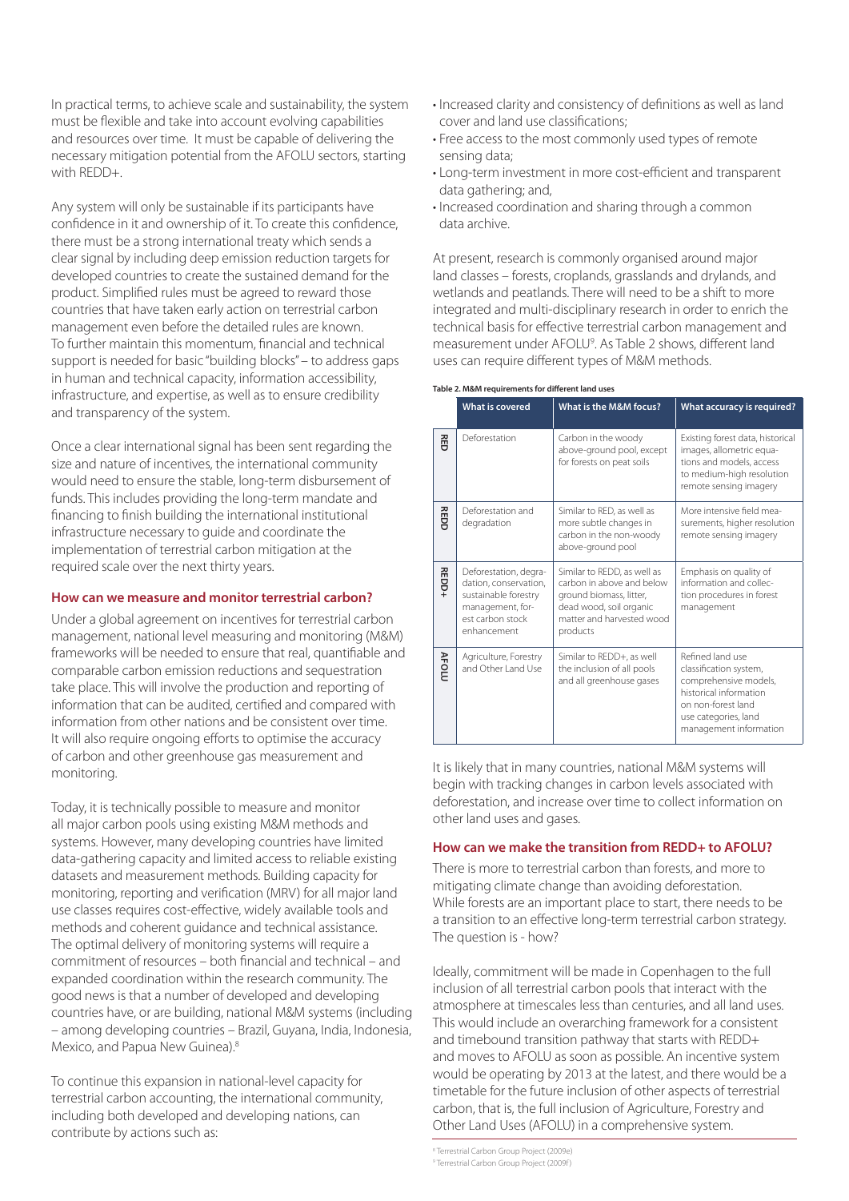In practical terms, to achieve scale and sustainability, the system must be flexible and take into account evolving capabilities and resources over time. It must be capable of delivering the necessary mitigation potential from the AFOLU sectors, starting with REDD+.

Any system will only be sustainable if its participants have confidence in it and ownership of it. To create this confidence, there must be a strong international treaty which sends a clear signal by including deep emission reduction targets for developed countries to create the sustained demand for the product. Simplified rules must be agreed to reward those countries that have taken early action on terrestrial carbon management even before the detailed rules are known. To further maintain this momentum, financial and technical support is needed for basic "building blocks" – to address gaps in human and technical capacity, information accessibility, infrastructure, and expertise, as well as to ensure credibility and transparency of the system.

Once a clear international signal has been sent regarding the size and nature of incentives, the international community would need to ensure the stable, long-term disbursement of funds. This includes providing the long-term mandate and financing to finish building the international institutional infrastructure necessary to guide and coordinate the implementation of terrestrial carbon mitigation at the required scale over the next thirty years.

## How can we measure and monitor terrestrial carbon?

Under a global agreement on incentives for terrestrial carbon management, national level measuring and monitoring (M&M) frameworks will be needed to ensure that real, quantifiable and comparable carbon emission reductions and sequestration take place. This will involve the production and reporting of information that can be audited, certified and compared with information from other nations and be consistent over time. It will also require ongoing efforts to optimise the accuracy of carbon and other greenhouse gas measurement and monitoring.

Today, it is technically possible to measure and monitor all major carbon pools using existing M&M methods and systems. However, many developing countries have limited data-gathering capacity and limited access to reliable existing datasets and measurement methods. Building capacity for monitoring, reporting and verification (MRV) for all major land use classes requires cost-effective, widely available tools and methods and coherent guidance and technical assistance. The optimal delivery of monitoring systems will require a commitment of resources – both financial and technical – and expanded coordination within the research community. The good news is that a number of developed and developing countries have, or are building, national M&M systems (including – among developing countries – Brazil, Guyana, India, Indonesia, Mexico, and Papua New Guinea).[8]

To continue this expansion in national-level capacity for terrestrial carbon accounting, the international community, including both developed and developing nations, can contribute by actions such as:

- Increased clarity and consistency of definitions as well as land cover and land use classifications;
- Free access to the most commonly used types of remote sensing data;
- Long-term investment in more cost-efficient and transparent data gathering; and,
- Increased coordination and sharing through a common data archive.

At present, research is commonly organised around major land classes – forests, croplands, grasslands and drylands, and wetlands and peatlands. There will need to be a shift to more integrated and multi-disciplinary research in order to enrich the technical basis for effective terrestrial carbon management and measurement under AFOLU[9]. As Table 2 shows, different land uses can require different types of M&M methods.

**Table 2. M&M requirements for different land uses**

| | What is covered | What is the M&M focus? | What accuracy is required? |
|---|---|---|---|
| RED | Deforestation | Carbon in the woody above-ground pool, except for forests on peat soils | Existing forest data, historical images, allometric equations and models, access to medium-high resolution remote sensing imagery |
| REDD | Deforestation and degradation | Similar to RED, as well as more subtle changes in carbon in the non-woody above-ground pool | More intensive field measurements, higher resolution remote sensing imagery |
| REDD+ | Deforestation, degradation, conservation, sustainable forestry management, forest carbon stock enhancement | Similar to REDD, as well as carbon in above and below ground biomass, litter, dead wood, soil organic matter and harvested wood products | Emphasis on quality of information and collection procedures in forest management |
| AFOLU | Agriculture, Forestry and Other Land Use | Similar to REDD+, as well the inclusion of all pools and all greenhouse gases | Refined land use classification system, comprehensive models, historical information on non-forest land use categories, land management information |

It is likely that in many countries, national M&M systems will begin with tracking changes in carbon levels associated with deforestation, and increase over time to collect information on other land uses and gases.

## How can we make the transition from REDD+ to AFOLU?

There is more to terrestrial carbon than forests, and more to mitigating climate change than avoiding deforestation. While forests are an important place to start, there needs to be a transition to an effective long-term terrestrial carbon strategy. The question is - how?

Ideally, commitment will be made in Copenhagen to the full inclusion of all terrestrial carbon pools that interact with the atmosphere at timescales less than centuries, and all land uses. This would include an overarching framework for a consistent and timebound transition pathway that starts with REDD+ and moves to AFOLU as soon as possible. An incentive system would be operating by 2013 at the latest, and there would be a timetable for the future inclusion of other aspects of terrestrial carbon, that is, the full inclusion of Agriculture, Forestry and Other Land Uses (AFOLU) in a comprehensive system.

[8] Terrestrial Carbon Group Project (2009e)
[9] Terrestrial Carbon Group Project (2009f)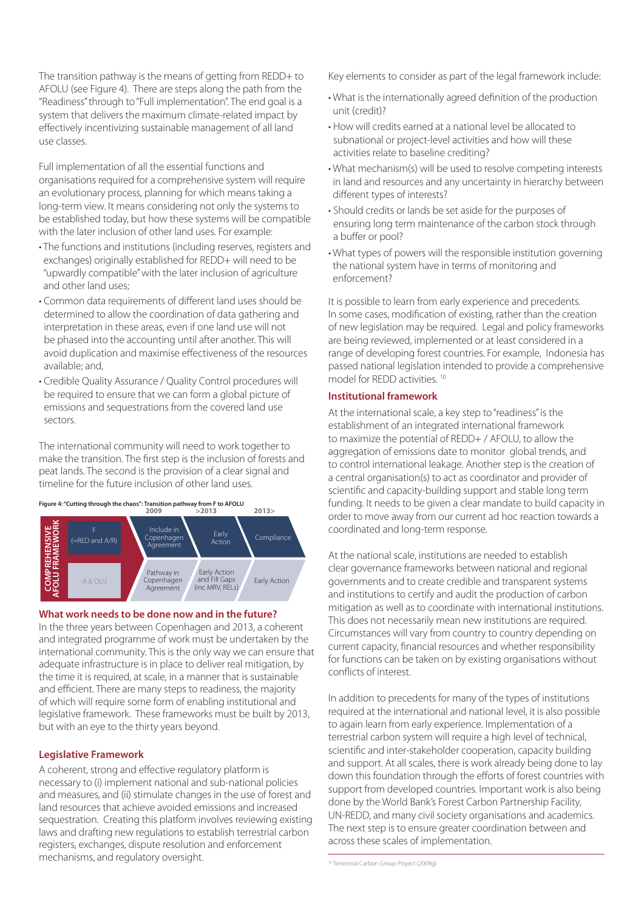The transition pathway is the means of getting from REDD+ to AFOLU (see Figure 4). There are steps along the path from the "Readiness" through to "Full implementation". The end goal is a system that delivers the maximum climate-related impact by effectively incentivizing sustainable management of all land use classes.

Full implementation of all the essential functions and organisations required for a comprehensive system will require an evolutionary process, planning for which means taking a long-term view. It means considering not only the systems to be established today, but how these systems will be compatible with the later inclusion of other land uses. For example:

- The functions and institutions (including reserves, registers and exchanges) originally established for REDD+ will need to be "upwardly compatible" with the later inclusion of agriculture and other land uses;
- Common data requirements of different land uses should be determined to allow the coordination of data gathering and interpretation in these areas, even if one land use will not be phased into the accounting until after another. This will avoid duplication and maximise effectiveness of the resources available; and,
- Credible Quality Assurance / Quality Control procedures will be required to ensure that we can form a global picture of emissions and sequestrations from the covered land use sectors.

The international community will need to work together to make the transition. The first step is the inclusion of forests and peat lands. The second is the provision of a clear signal and timeline for the future inclusion of other land uses.

**Figure 4: "Cutting through the chaos": Transition pathway from F to AFOLU**

| COMPREHENSIVE AFOLU FRAMEWORK | | 2009 | >2013 | 2013> |
|---|---|---|---|---|
| | F (=RED and A/R) | Include in Copenhagen Agreement | Early Action | Compliance |
| | A & OLU | Pathway in Copenhagen Agreement | Early Action and Fill Gaps (inc MRV, RELs) | Early Action |

### What work needs to be done now and in the future?

In the three years between Copenhagen and 2013, a coherent and integrated programme of work must be undertaken by the international community. This is the only way we can ensure that adequate infrastructure is in place to deliver real mitigation, by the time it is required, at scale, in a manner that is sustainable and efficient. There are many steps to readiness, the majority of which will require some form of enabling institutional and legislative framework. These frameworks must be built by 2013, but with an eye to the thirty years beyond.

### Legislative Framework

A coherent, strong and effective regulatory platform is necessary to (i) implement national and sub-national policies and measures, and (ii) stimulate changes in the use of forest and land resources that achieve avoided emissions and increased sequestration. Creating this platform involves reviewing existing laws and drafting new regulations to establish terrestrial carbon registers, exchanges, dispute resolution and enforcement mechanisms, and regulatory oversight.

Key elements to consider as part of the legal framework include:

- What is the internationally agreed definition of the production unit (credit)?
- How will credits earned at a national level be allocated to subnational or project-level activities and how will these activities relate to baseline crediting?
- What mechanism(s) will be used to resolve competing interests in land and resources and any uncertainty in hierarchy between different types of interests?
- Should credits or lands be set aside for the purposes of ensuring long term maintenance of the carbon stock through a buffer or pool?
- What types of powers will the responsible institution governing the national system have in terms of monitoring and enforcement?

It is possible to learn from early experience and precedents. In some cases, modification of existing, rather than the creation of new legislation may be required. Legal and policy frameworks are being reviewed, implemented or at least considered in a range of developing forest countries. For example, Indonesia has passed national legislation intended to provide a comprehensive model for REDD activities. [10]

### Institutional framework

At the international scale, a key step to "readiness" is the establishment of an integrated international framework to maximize the potential of REDD+ / AFOLU, to allow the aggregation of emissions date to monitor global trends, and to control international leakage. Another step is the creation of a central organisation(s) to act as coordinator and provider of scientific and capacity-building support and stable long term funding. It needs to be given a clear mandate to build capacity in order to move away from our current ad hoc reaction towards a coordinated and long-term response.

At the national scale, institutions are needed to establish clear governance frameworks between national and regional governments and to create credible and transparent systems and institutions to certify and audit the production of carbon mitigation as well as to coordinate with international institutions. This does not necessarily mean new institutions are required. Circumstances will vary from country to country depending on current capacity, financial resources and whether responsibility for functions can be taken on by existing organisations without conflicts of interest.

In addition to precedents for many of the types of institutions required at the international and national level, it is also possible to again learn from early experience. Implementation of a terrestrial carbon system will require a high level of technical, scientific and inter-stakeholder cooperation, capacity building and support. At all scales, there is work already being done to lay down this foundation through the efforts of forest countries with support from developed countries. Important work is also being done by the World Bank's Forest Carbon Partnership Facility, UN-REDD, and many civil society organisations and academics. The next step is to ensure greater coordination between and across these scales of implementation.

[10] Terrestrial Carbon Group Project (2009g)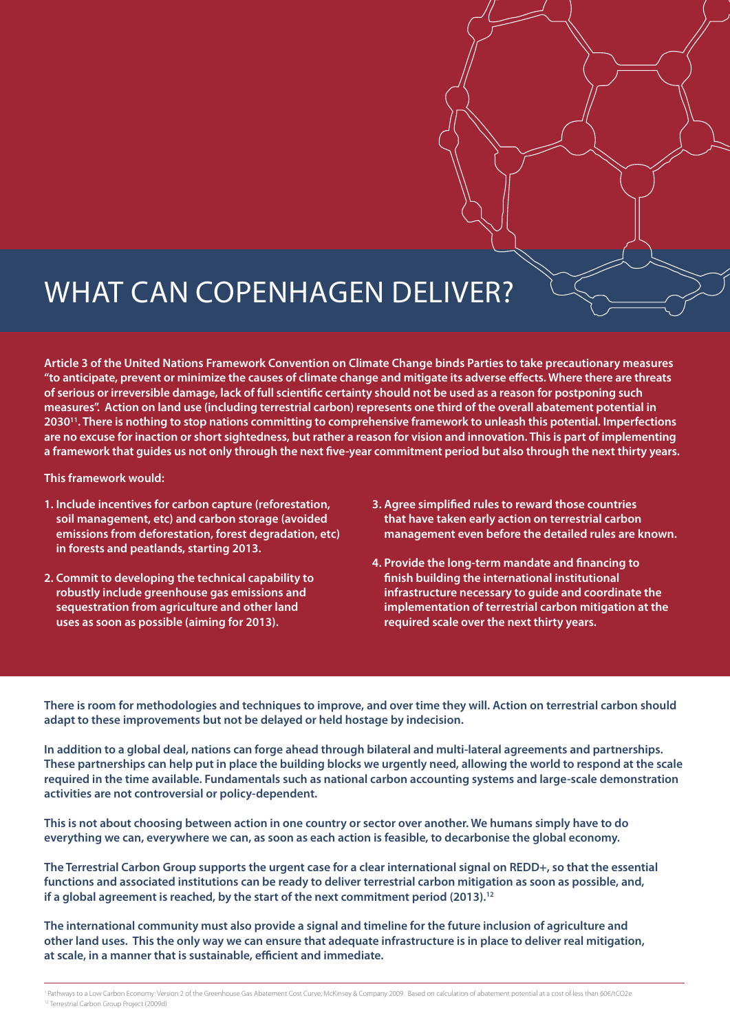# WHAT CAN COPENHAGEN DELIVER?

**Article 3 of the United Nations Framework Convention on Climate Change binds Parties to take precautionary measures "to anticipate, prevent or minimize the causes of climate change and mitigate its adverse effects. Where there are threats of serious or irreversible damage, lack of full scientific certainty should not be used as a reason for postponing such measures". Action on land use (including terrestrial carbon) represents one third of the overall abatement potential in 2030[11]. There is nothing to stop nations committing to comprehensive framework to unleash this potential. Imperfections are no excuse for inaction or short sightedness, but rather a reason for vision and innovation. This is part of implementing a framework that guides us not only through the next five-year commitment period but also through the next thirty years.**

**This framework would:**

1. **Include incentives for carbon capture (reforestation, soil management, etc) and carbon storage (avoided emissions from deforestation, forest degradation, etc) in forests and peatlands, starting 2013.**
2. **Commit to developing the technical capability to robustly include greenhouse gas emissions and sequestration from agriculture and other land uses as soon as possible (aiming for 2013).**
3. **Agree simplified rules to reward those countries that have taken early action on terrestrial carbon management even before the detailed rules are known.**
4. **Provide the long-term mandate and financing to finish building the international institutional infrastructure necessary to guide and coordinate the implementation of terrestrial carbon mitigation at the required scale over the next thirty years.**

**There is room for methodologies and techniques to improve, and over time they will. Action on terrestrial carbon should adapt to these improvements but not be delayed or held hostage by indecision.**

**In addition to a global deal, nations can forge ahead through bilateral and multi-lateral agreements and partnerships. These partnerships can help put in place the building blocks we urgently need, allowing the world to respond at the scale required in the time available. Fundamentals such as national carbon accounting systems and large-scale demonstration activities are not controversial or policy-dependent.**

**This is not about choosing between action in one country or sector over another. We humans simply have to do everything we can, everywhere we can, as soon as each action is feasible, to decarbonise the global economy.**

**The Terrestrial Carbon Group supports the urgent case for a clear international signal on REDD+, so that the essential functions and associated institutions can be ready to deliver terrestrial carbon mitigation as soon as possible, and, if a global agreement is reached, by the start of the next commitment period (2013).[12]**

**The international community must also provide a signal and timeline for the future inclusion of agriculture and other land uses. This the only way we can ensure that adequate infrastructure is in place to deliver real mitigation, at scale, in a manner that is sustainable, efficient and immediate.**

---

[11] Pathways to a Low Carbon Economy: Version 2 of the Greenhouse Gas Abatement Cost Curve, McKinsey & Company 2009. Based on calculation of abatement potential at a cost of less than 60€/tCO2e.
[12] Terrestrial Carbon Group Project (2009d)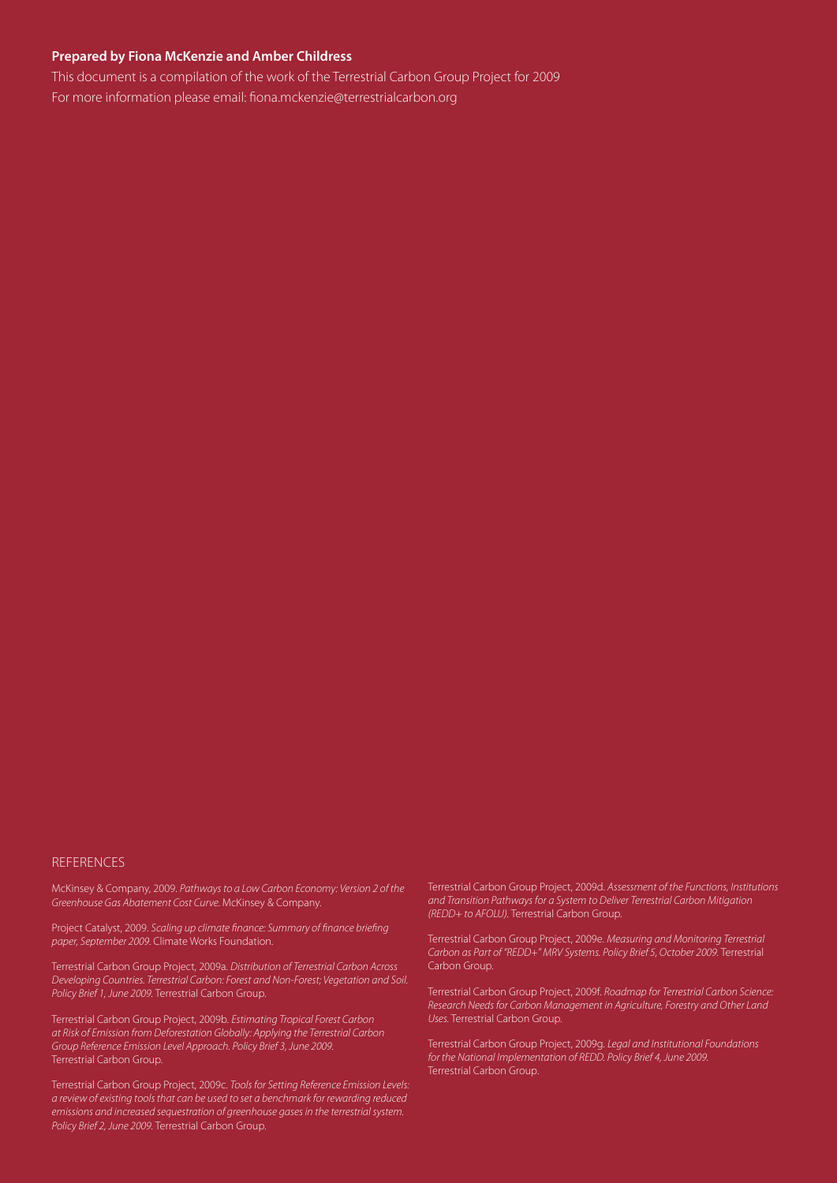**Prepared by Fiona McKenzie and Amber Childress**

This document is a compilation of the work of the Terrestrial Carbon Group Project for 2009

For more information please email: fiona.mckenzie@terrestrialcarbon.org

## REFERENCES

McKinsey & Company, 2009. *Pathways to a Low Carbon Economy: Version 2 of the Greenhouse Gas Abatement Cost Curve.* McKinsey & Company.

Project Catalyst, 2009. *Scaling up climate finance: Summary of finance briefing paper, September 2009.* Climate Works Foundation.

Terrestrial Carbon Group Project, 2009a. *Distribution of Terrestrial Carbon Across Developing Countries. Terrestrial Carbon: Forest and Non-Forest; Vegetation and Soil. Policy Brief 1, June 2009.* Terrestrial Carbon Group.

Terrestrial Carbon Group Project, 2009b. *Estimating Tropical Forest Carbon at Risk of Emission from Deforestation Globally: Applying the Terrestrial Carbon Group Reference Emission Level Approach. Policy Brief 3, June 2009.* Terrestrial Carbon Group.

Terrestrial Carbon Group Project, 2009c. *Tools for Setting Reference Emission Levels: a review of existing tools that can be used to set a benchmark for rewarding reduced emissions and increased sequestration of greenhouse gases in the terrestrial system. Policy Brief 2, June 2009.* Terrestrial Carbon Group.

Terrestrial Carbon Group Project, 2009d. *Assessment of the Functions, Institutions and Transition Pathways for a System to Deliver Terrestrial Carbon Mitigation (REDD+ to AFOLU).* Terrestrial Carbon Group.

Terrestrial Carbon Group Project, 2009e. *Measuring and Monitoring Terrestrial Carbon as Part of "REDD+" MRV Systems. Policy Brief 5, October 2009.* Terrestrial Carbon Group.

Terrestrial Carbon Group Project, 2009f. *Roadmap for Terrestrial Carbon Science: Research Needs for Carbon Management in Agriculture, Forestry and Other Land Uses.* Terrestrial Carbon Group.

Terrestrial Carbon Group Project, 2009g. *Legal and Institutional Foundations for the National Implementation of REDD. Policy Brief 4, June 2009.* Terrestrial Carbon Group.